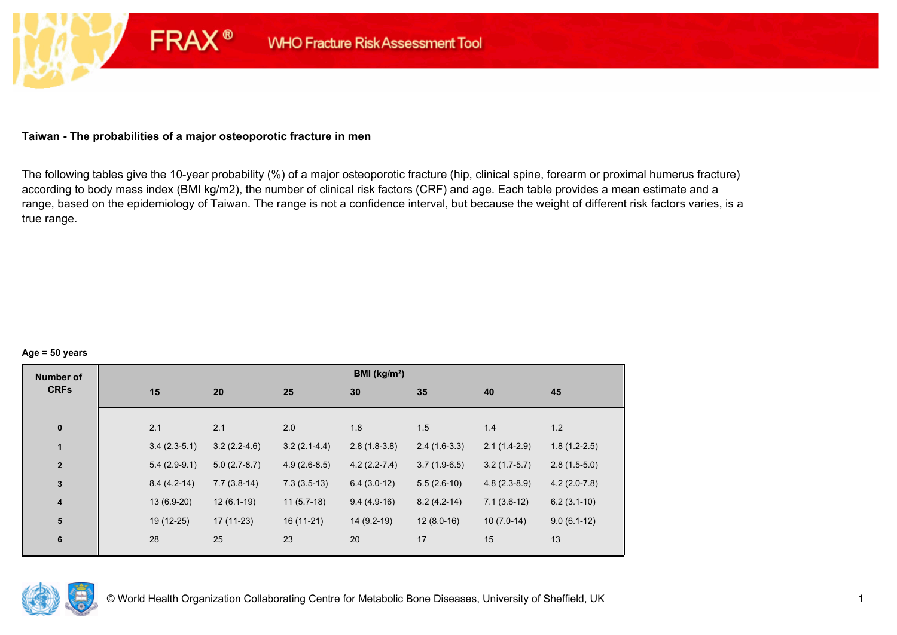FRAX® WHO Fracture Risk Assessment Tool

**Taiwan - The probabilities of a major osteoporotic fracture in men**

The following tables give the 10-year probability (%) of a major osteoporotic fracture (hip, clinical spine, forearm or proximal humerus fracture) according to body mass index (BMI kg/m2), the number of clinical risk factors (CRF) and age. Each table provides a mean estimate and a range, based on the epidemiology of Taiwan. The range is not a confidence interval, but because the weight of different risk factors varies, is a true range.

**Age = 50 years**

| Number of CRFs | BMI (kg/m²) | | | | | | |
|---|---|---|---|---|---|---|---|
| | **15** | **20** | **25** | **30** | **35** | **40** | **45** |
| **0** | 2.1 | 2.1 | 2.0 | 1.8 | 1.5 | 1.4 | 1.2 |
| **1** | 3.4 (2.3-5.1) | 3.2 (2.2-4.6) | 3.2 (2.1-4.4) | 2.8 (1.8-3.8) | 2.4 (1.6-3.3) | 2.1 (1.4-2.9) | 1.8 (1.2-2.5) |
| **2** | 5.4 (2.9-9.1) | 5.0 (2.7-8.7) | 4.9 (2.6-8.5) | 4.2 (2.2-7.4) | 3.7 (1.9-6.5) | 3.2 (1.7-5.7) | 2.8 (1.5-5.0) |
| **3** | 8.4 (4.2-14) | 7.7 (3.8-14) | 7.3 (3.5-13) | 6.4 (3.0-12) | 5.5 (2.6-10) | 4.8 (2.3-8.9) | 4.2 (2.0-7.8) |
| **4** | 13 (6.9-20) | 12 (6.1-19) | 11 (5.7-18) | 9.4 (4.9-16) | 8.2 (4.2-14) | 7.1 (3.6-12) | 6.2 (3.1-10) |
| **5** | 19 (12-25) | 17 (11-23) | 16 (11-21) | 14 (9.2-19) | 12 (8.0-16) | 10 (7.0-14) | 9.0 (6.1-12) |
| **6** | 28 | 25 | 23 | 20 | 17 | 15 | 13 |

© World Health Organization Collaborating Centre for Metabolic Bone Diseases, University of Sheffield, UK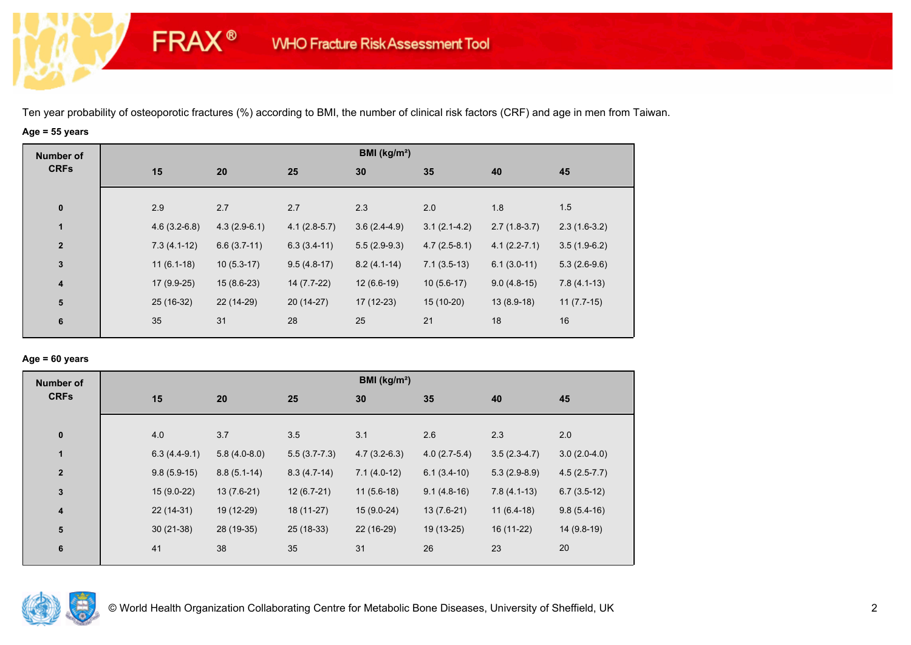Ten year probability of osteoporotic fractures (%) according to BMI, the number of clinical risk factors (CRF) and age in men from Taiwan.

**Age = 55 years**

| Number of CRFs | BMI (kg/m²) | | | | | | |
|---|---|---|---|---|---|---|---|
| | 15 | 20 | 25 | 30 | 35 | 40 | 45 |
| 0 | 2.9 | 2.7 | 2.7 | 2.3 | 2.0 | 1.8 | 1.5 |
| 1 | 4.6 (3.2-6.8) | 4.3 (2.9-6.1) | 4.1 (2.8-5.7) | 3.6 (2.4-4.9) | 3.1 (2.1-4.2) | 2.7 (1.8-3.7) | 2.3 (1.6-3.2) |
| 2 | 7.3 (4.1-12) | 6.6 (3.7-11) | 6.3 (3.4-11) | 5.5 (2.9-9.3) | 4.7 (2.5-8.1) | 4.1 (2.2-7.1) | 3.5 (1.9-6.2) |
| 3 | 11 (6.1-18) | 10 (5.3-17) | 9.5 (4.8-17) | 8.2 (4.1-14) | 7.1 (3.5-13) | 6.1 (3.0-11) | 5.3 (2.6-9.6) |
| 4 | 17 (9.9-25) | 15 (8.6-23) | 14 (7.7-22) | 12 (6.6-19) | 10 (5.6-17) | 9.0 (4.8-15) | 7.8 (4.1-13) |
| 5 | 25 (16-32) | 22 (14-29) | 20 (14-27) | 17 (12-23) | 15 (10-20) | 13 (8.9-18) | 11 (7.7-15) |
| 6 | 35 | 31 | 28 | 25 | 21 | 18 | 16 |

**Age = 60 years**

| Number of CRFs | BMI (kg/m²) | | | | | | |
|---|---|---|---|---|---|---|---|
| | 15 | 20 | 25 | 30 | 35 | 40 | 45 |
| 0 | 4.0 | 3.7 | 3.5 | 3.1 | 2.6 | 2.3 | 2.0 |
| 1 | 6.3 (4.4-9.1) | 5.8 (4.0-8.0) | 5.5 (3.7-7.3) | 4.7 (3.2-6.3) | 4.0 (2.7-5.4) | 3.5 (2.3-4.7) | 3.0 (2.0-4.0) |
| 2 | 9.8 (5.9-15) | 8.8 (5.1-14) | 8.3 (4.7-14) | 7.1 (4.0-12) | 6.1 (3.4-10) | 5.3 (2.9-8.9) | 4.5 (2.5-7.7) |
| 3 | 15 (9.0-22) | 13 (7.6-21) | 12 (6.7-21) | 11 (5.6-18) | 9.1 (4.8-16) | 7.8 (4.1-13) | 6.7 (3.5-12) |
| 4 | 22 (14-31) | 19 (12-29) | 18 (11-27) | 15 (9.0-24) | 13 (7.6-21) | 11 (6.4-18) | 9.8 (5.4-16) |
| 5 | 30 (21-38) | 28 (19-35) | 25 (18-33) | 22 (16-29) | 19 (13-25) | 16 (11-22) | 14 (9.8-19) |
| 6 | 41 | 38 | 35 | 31 | 26 | 23 | 20 |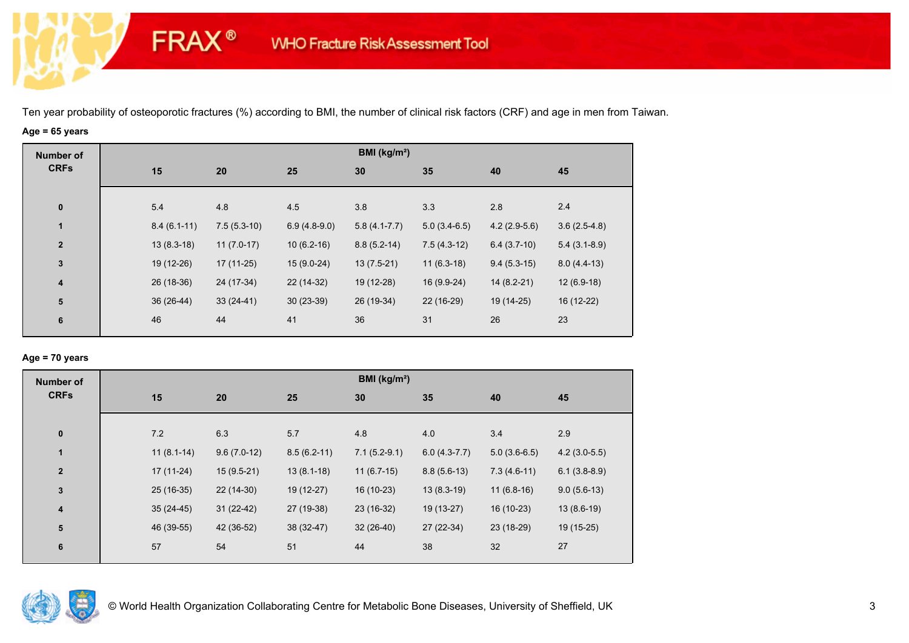Ten year probability of osteoporotic fractures (%) according to BMI, the number of clinical risk factors (CRF) and age in men from Taiwan.

**Age = 65 years**

| Number of CRFs | BMI (kg/m²) | | | | | | |
|---|---|---|---|---|---|---|---|
| | **15** | **20** | **25** | **30** | **35** | **40** | **45** |
| **0** | 5.4 | 4.8 | 4.5 | 3.8 | 3.3 | 2.8 | 2.4 |
| **1** | 8.4 (6.1-11) | 7.5 (5.3-10) | 6.9 (4.8-9.0) | 5.8 (4.1-7.7) | 5.0 (3.4-6.5) | 4.2 (2.9-5.6) | 3.6 (2.5-4.8) |
| **2** | 13 (8.3-18) | 11 (7.0-17) | 10 (6.2-16) | 8.8 (5.2-14) | 7.5 (4.3-12) | 6.4 (3.7-10) | 5.4 (3.1-8.9) |
| **3** | 19 (12-26) | 17 (11-25) | 15 (9.0-24) | 13 (7.5-21) | 11 (6.3-18) | 9.4 (5.3-15) | 8.0 (4.4-13) |
| **4** | 26 (18-36) | 24 (17-34) | 22 (14-32) | 19 (12-28) | 16 (9.9-24) | 14 (8.2-21) | 12 (6.9-18) |
| **5** | 36 (26-44) | 33 (24-41) | 30 (23-39) | 26 (19-34) | 22 (16-29) | 19 (14-25) | 16 (12-22) |
| **6** | 46 | 44 | 41 | 36 | 31 | 26 | 23 |

**Age = 70 years**

| Number of CRFs | BMI (kg/m²) | | | | | | |
|---|---|---|---|---|---|---|---|
| | **15** | **20** | **25** | **30** | **35** | **40** | **45** |
| **0** | 7.2 | 6.3 | 5.7 | 4.8 | 4.0 | 3.4 | 2.9 |
| **1** | 11 (8.1-14) | 9.6 (7.0-12) | 8.5 (6.2-11) | 7.1 (5.2-9.1) | 6.0 (4.3-7.7) | 5.0 (3.6-6.5) | 4.2 (3.0-5.5) |
| **2** | 17 (11-24) | 15 (9.5-21) | 13 (8.1-18) | 11 (6.7-15) | 8.8 (5.6-13) | 7.3 (4.6-11) | 6.1 (3.8-8.9) |
| **3** | 25 (16-35) | 22 (14-30) | 19 (12-27) | 16 (10-23) | 13 (8.3-19) | 11 (6.8-16) | 9.0 (5.6-13) |
| **4** | 35 (24-45) | 31 (22-42) | 27 (19-38) | 23 (16-32) | 19 (13-27) | 16 (10-23) | 13 (8.6-19) |
| **5** | 46 (39-55) | 42 (36-52) | 38 (32-47) | 32 (26-40) | 27 (22-34) | 23 (18-29) | 19 (15-25) |
| **6** | 57 | 54 | 51 | 44 | 38 | 32 | 27 |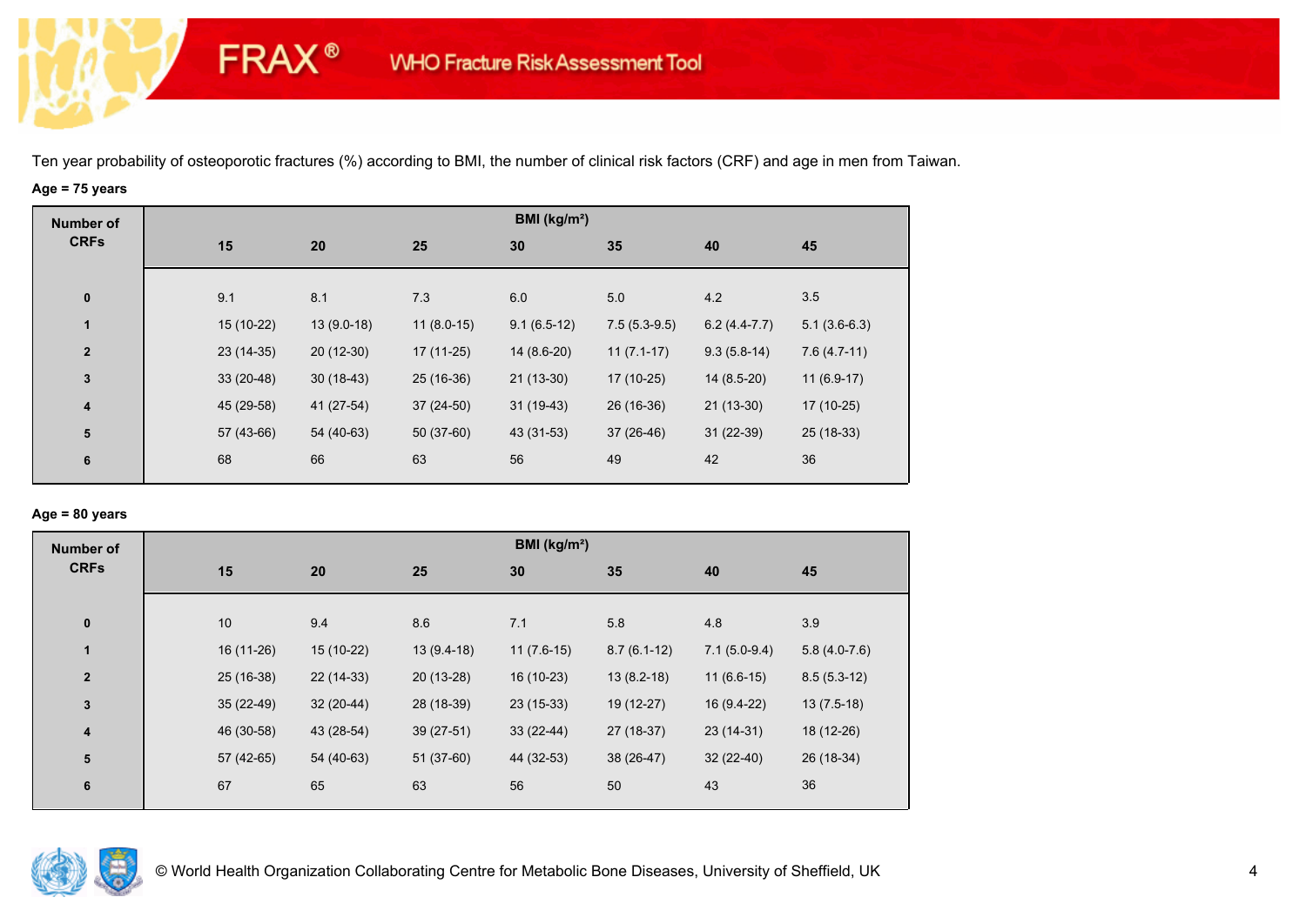Ten year probability of osteoporotic fractures (%) according to BMI, the number of clinical risk factors (CRF) and age in men from Taiwan.

**Age = 75 years**

| Number of CRFs | BMI (kg/m²) | | | | | | |
|---|---|---|---|---|---|---|---|
| | 15 | 20 | 25 | 30 | 35 | 40 | 45 |
| 0 | 9.1 | 8.1 | 7.3 | 6.0 | 5.0 | 4.2 | 3.5 |
| 1 | 15 (10-22) | 13 (9.0-18) | 11 (8.0-15) | 9.1 (6.5-12) | 7.5 (5.3-9.5) | 6.2 (4.4-7.7) | 5.1 (3.6-6.3) |
| 2 | 23 (14-35) | 20 (12-30) | 17 (11-25) | 14 (8.6-20) | 11 (7.1-17) | 9.3 (5.8-14) | 7.6 (4.7-11) |
| 3 | 33 (20-48) | 30 (18-43) | 25 (16-36) | 21 (13-30) | 17 (10-25) | 14 (8.5-20) | 11 (6.9-17) |
| 4 | 45 (29-58) | 41 (27-54) | 37 (24-50) | 31 (19-43) | 26 (16-36) | 21 (13-30) | 17 (10-25) |
| 5 | 57 (43-66) | 54 (40-63) | 50 (37-60) | 43 (31-53) | 37 (26-46) | 31 (22-39) | 25 (18-33) |
| 6 | 68 | 66 | 63 | 56 | 49 | 42 | 36 |

**Age = 80 years**

| Number of CRFs | BMI (kg/m²) | | | | | | |
|---|---|---|---|---|---|---|---|
| | 15 | 20 | 25 | 30 | 35 | 40 | 45 |
| 0 | 10 | 9.4 | 8.6 | 7.1 | 5.8 | 4.8 | 3.9 |
| 1 | 16 (11-26) | 15 (10-22) | 13 (9.4-18) | 11 (7.6-15) | 8.7 (6.1-12) | 7.1 (5.0-9.4) | 5.8 (4.0-7.6) |
| 2 | 25 (16-38) | 22 (14-33) | 20 (13-28) | 16 (10-23) | 13 (8.2-18) | 11 (6.6-15) | 8.5 (5.3-12) |
| 3 | 35 (22-49) | 32 (20-44) | 28 (18-39) | 23 (15-33) | 19 (12-27) | 16 (9.4-22) | 13 (7.5-18) |
| 4 | 46 (30-58) | 43 (28-54) | 39 (27-51) | 33 (22-44) | 27 (18-37) | 23 (14-31) | 18 (12-26) |
| 5 | 57 (42-65) | 54 (40-63) | 51 (37-60) | 44 (32-53) | 38 (26-47) | 32 (22-40) | 26 (18-34) |
| 6 | 67 | 65 | 63 | 56 | 50 | 43 | 36 |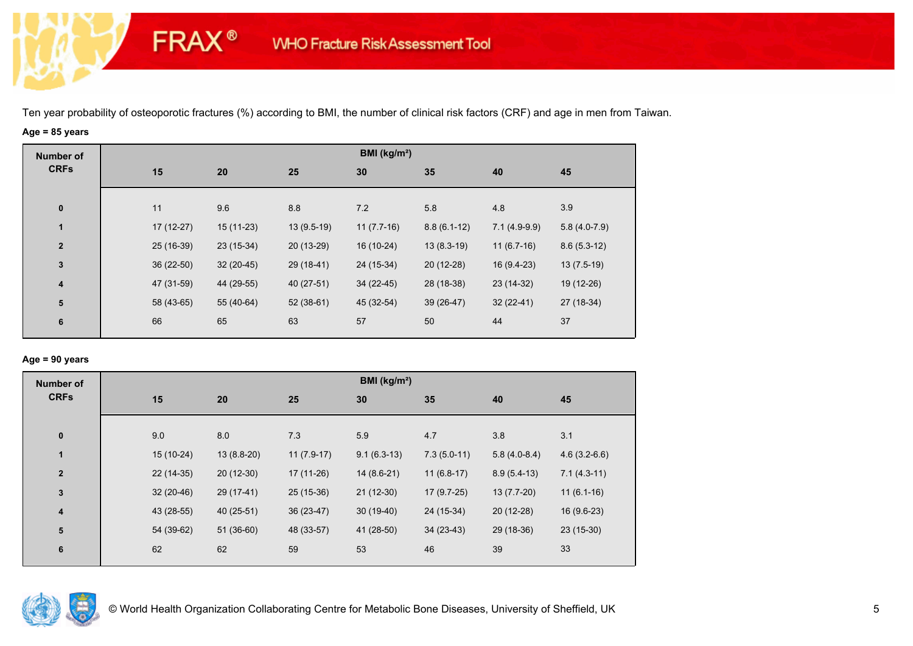Ten year probability of osteoporotic fractures (%) according to BMI, the number of clinical risk factors (CRF) and age in men from Taiwan.

**Age = 85 years**

| Number of CRFs | BMI (kg/m²) | | | | | | |
|---|---|---|---|---|---|---|---|
| | 15 | 20 | 25 | 30 | 35 | 40 | 45 |
| 0 | 11 | 9.6 | 8.8 | 7.2 | 5.8 | 4.8 | 3.9 |
| 1 | 17 (12-27) | 15 (11-23) | 13 (9.5-19) | 11 (7.7-16) | 8.8 (6.1-12) | 7.1 (4.9-9.9) | 5.8 (4.0-7.9) |
| 2 | 25 (16-39) | 23 (15-34) | 20 (13-29) | 16 (10-24) | 13 (8.3-19) | 11 (6.7-16) | 8.6 (5.3-12) |
| 3 | 36 (22-50) | 32 (20-45) | 29 (18-41) | 24 (15-34) | 20 (12-28) | 16 (9.4-23) | 13 (7.5-19) |
| 4 | 47 (31-59) | 44 (29-55) | 40 (27-51) | 34 (22-45) | 28 (18-38) | 23 (14-32) | 19 (12-26) |
| 5 | 58 (43-65) | 55 (40-64) | 52 (38-61) | 45 (32-54) | 39 (26-47) | 32 (22-41) | 27 (18-34) |
| 6 | 66 | 65 | 63 | 57 | 50 | 44 | 37 |

**Age = 90 years**

| Number of CRFs | BMI (kg/m²) | | | | | | |
|---|---|---|---|---|---|---|---|
| | 15 | 20 | 25 | 30 | 35 | 40 | 45 |
| 0 | 9.0 | 8.0 | 7.3 | 5.9 | 4.7 | 3.8 | 3.1 |
| 1 | 15 (10-24) | 13 (8.8-20) | 11 (7.9-17) | 9.1 (6.3-13) | 7.3 (5.0-11) | 5.8 (4.0-8.4) | 4.6 (3.2-6.6) |
| 2 | 22 (14-35) | 20 (12-30) | 17 (11-26) | 14 (8.6-21) | 11 (6.8-17) | 8.9 (5.4-13) | 7.1 (4.3-11) |
| 3 | 32 (20-46) | 29 (17-41) | 25 (15-36) | 21 (12-30) | 17 (9.7-25) | 13 (7.7-20) | 11 (6.1-16) |
| 4 | 43 (28-55) | 40 (25-51) | 36 (23-47) | 30 (19-40) | 24 (15-34) | 20 (12-28) | 16 (9.6-23) |
| 5 | 54 (39-62) | 51 (36-60) | 48 (33-57) | 41 (28-50) | 34 (23-43) | 29 (18-36) | 23 (15-30) |
| 6 | 62 | 62 | 59 | 53 | 46 | 39 | 33 |

© World Health Organization Collaborating Centre for Metabolic Bone Diseases, University of Sheffield, UK